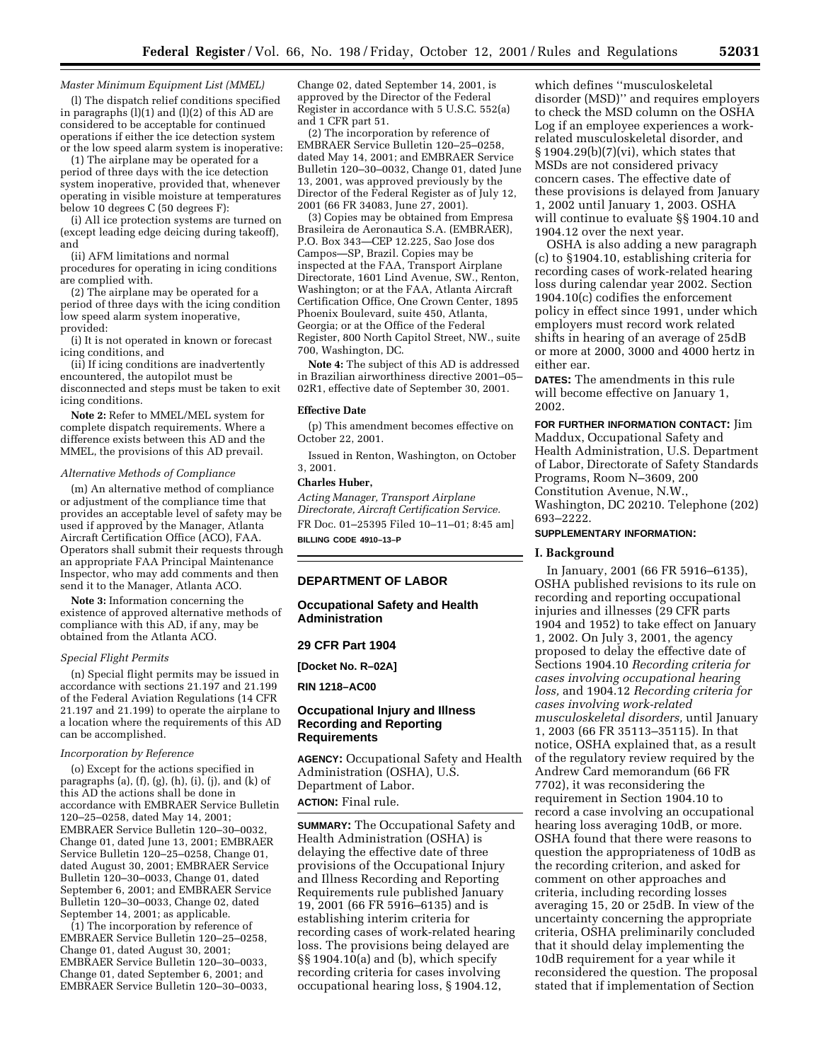*Master Minimum Equipment List (MMEL)*

(l) The dispatch relief conditions specified in paragraphs (l)(1) and (l)(2) of this AD are considered to be acceptable for continued operations if either the ice detection system or the low speed alarm system is inoperative:

(1) The airplane may be operated for a period of three days with the ice detection system inoperative, provided that, whenever operating in visible moisture at temperatures below 10 degrees C (50 degrees F):

(i) All ice protection systems are turned on (except leading edge deicing during takeoff), and

(ii) AFM limitations and normal procedures for operating in icing conditions are complied with.

(2) The airplane may be operated for a period of three days with the icing condition low speed alarm system inoperative, provided:

(i) It is not operated in known or forecast icing conditions, and

(ii) If icing conditions are inadvertently encountered, the autopilot must be disconnected and steps must be taken to exit icing conditions.

**Note 2:** Refer to MMEL/MEL system for complete dispatch requirements. Where a difference exists between this AD and the MMEL, the provisions of this AD prevail.

*Alternative Methods of Compliance*

(m) An alternative method of compliance or adjustment of the compliance time that provides an acceptable level of safety may be used if approved by the Manager, Atlanta Aircraft Certification Office (ACO), FAA. Operators shall submit their requests through an appropriate FAA Principal Maintenance Inspector, who may add comments and then send it to the Manager, Atlanta ACO.

**Note 3:** Information concerning the existence of approved alternative methods of compliance with this AD, if any, may be obtained from the Atlanta ACO.

*Special Flight Permits*

(n) Special flight permits may be issued in accordance with sections 21.197 and 21.199 of the Federal Aviation Regulations (14 CFR 21.197 and 21.199) to operate the airplane to a location where the requirements of this AD can be accomplished.

*Incorporation by Reference*

(o) Except for the actions specified in paragraphs (a), (f), (g), (h), (i), (j), and (k) of this AD the actions shall be done in accordance with EMBRAER Service Bulletin 120–25–0258, dated May 14, 2001; EMBRAER Service Bulletin 120–30–0032, Change 01, dated June 13, 2001; EMBRAER Service Bulletin 120–25–0258, Change 01, dated August 30, 2001; EMBRAER Service Bulletin 120–30–0033, Change 01, dated September 6, 2001; and EMBRAER Service Bulletin 120–30–0033, Change 02, dated September 14, 2001; as applicable.

(1) The incorporation by reference of EMBRAER Service Bulletin 120–25–0258, Change 01, dated August 30, 2001; EMBRAER Service Bulletin 120–30–0033, Change 01, dated September 6, 2001; and EMBRAER Service Bulletin 120–30–0033, Change 02, dated September 14, 2001, is approved by the Director of the Federal Register in accordance with 5 U.S.C. 552(a) and 1 CFR part 51.

(2) The incorporation by reference of EMBRAER Service Bulletin 120–25–0258, dated May 14, 2001; and EMBRAER Service Bulletin 120–30–0032, Change 01, dated June 13, 2001, was approved previously by the Director of the Federal Register as of July 12, 2001 (66 FR 34083, June 27, 2001).

(3) Copies may be obtained from Empresa Brasileira de Aeronautica S.A. (EMBRAER), P.O. Box 343—CEP 12.225, Sao Jose dos Campos—SP, Brazil. Copies may be inspected at the FAA, Transport Airplane Directorate, 1601 Lind Avenue, SW., Renton, Washington; or at the FAA, Atlanta Aircraft Certification Office, One Crown Center, 1895 Phoenix Boulevard, suite 450, Atlanta, Georgia; or at the Office of the Federal Register, 800 North Capitol Street, NW., suite 700, Washington, DC.

**Note 4:** The subject of this AD is addressed in Brazilian airworthiness directive 2001–05–02R1, effective date of September 30, 2001.

**Effective Date**

(p) This amendment becomes effective on October 22, 2001.

Issued in Renton, Washington, on October 3, 2001.

**Charles Huber,**

*Acting Manager, Transport Airplane Directorate, Aircraft Certification Service.*

FR Doc. 01–25395 Filed 10–11–01; 8:45 am]

**BILLING CODE 4910–13–P**

---

## DEPARTMENT OF LABOR

## Occupational Safety and Health Administration

## 29 CFR Part 1904

**[Docket No. R–02A]**

**RIN 1218–AC00**

## Occupational Injury and Illness Recording and Reporting Requirements

**AGENCY:** Occupational Safety and Health Administration (OSHA), U.S. Department of Labor.

**ACTION:** Final rule.

**SUMMARY:** The Occupational Safety and Health Administration (OSHA) is delaying the effective date of three provisions of the Occupational Injury and Illness Recording and Reporting Requirements rule published January 19, 2001 (66 FR 5916–6135) and is establishing interim criteria for recording cases of work-related hearing loss. The provisions being delayed are §§ 1904.10(a) and (b), which specify recording criteria for cases involving occupational hearing loss, § 1904.12, which defines ''musculoskeletal disorder (MSD)'' and requires employers to check the MSD column on the OSHA Log if an employee experiences a work-related musculoskeletal disorder, and § 1904.29(b)(7)(vi), which states that MSDs are not considered privacy concern cases. The effective date of these provisions is delayed from January 1, 2002 until January 1, 2003. OSHA will continue to evaluate §§ 1904.10 and 1904.12 over the next year.

OSHA is also adding a new paragraph (c) to §1904.10, establishing criteria for recording cases of work-related hearing loss during calendar year 2002. Section 1904.10(c) codifies the enforcement policy in effect since 1991, under which employers must record work related shifts in hearing of an average of 25dB or more at 2000, 3000 and 4000 hertz in either ear.

**DATES:** The amendments in this rule will become effective on January 1, 2002.

**FOR FURTHER INFORMATION CONTACT:** Jim Maddux, Occupational Safety and Health Administration, U.S. Department of Labor, Directorate of Safety Standards Programs, Room N–3609, 200 Constitution Avenue, N.W., Washington, DC 20210. Telephone (202) 693–2222.

**SUPPLEMENTARY INFORMATION:**

### I. Background

In January, 2001 (66 FR 5916–6135), OSHA published revisions to its rule on recording and reporting occupational injuries and illnesses (29 CFR parts 1904 and 1952) to take effect on January 1, 2002. On July 3, 2001, the agency proposed to delay the effective date of Sections 1904.10 *Recording criteria for cases involving occupational hearing loss,* and 1904.12 *Recording criteria for cases involving work-related musculoskeletal disorders,* until January 1, 2003 (66 FR 35113–35115). In that notice, OSHA explained that, as a result of the regulatory review required by the Andrew Card memorandum (66 FR 7702), it was reconsidering the requirement in Section 1904.10 to record a case involving an occupational hearing loss averaging 10dB, or more. OSHA found that there were reasons to question the appropriateness of 10dB as the recording criterion, and asked for comment on other approaches and criteria, including recording losses averaging 15, 20 or 25dB. In view of the uncertainty concerning the appropriate criteria, OSHA preliminarily concluded that it should delay implementing the 10dB requirement for a year while it reconsidered the question. The proposal stated that if implementation of Section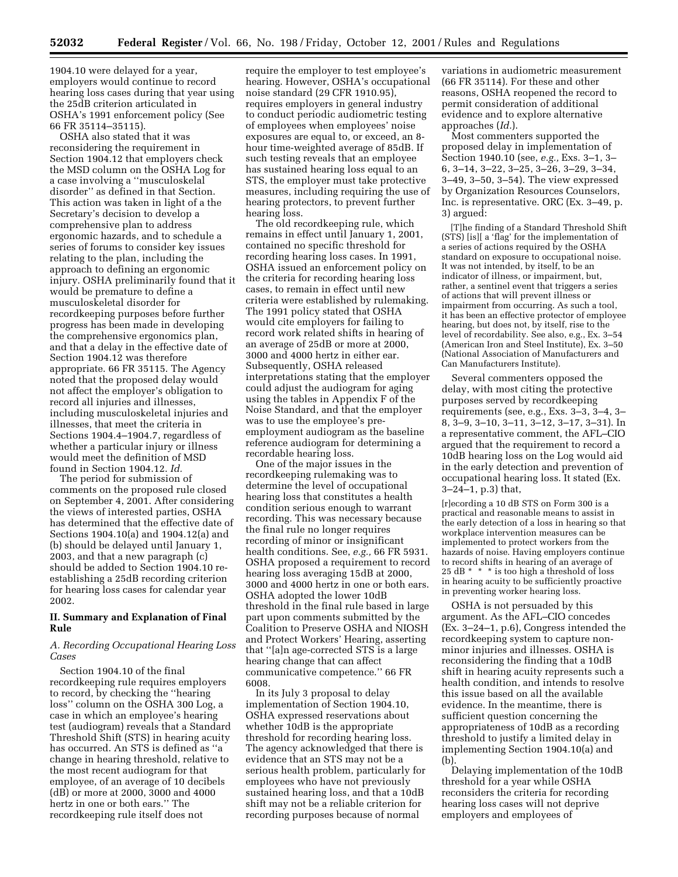1904.10 were delayed for a year, employers would continue to record hearing loss cases during that year using the 25dB criterion articulated in OSHA's 1991 enforcement policy (See 66 FR 35114–35115).

OSHA also stated that it was reconsidering the requirement in Section 1904.12 that employers check the MSD column on the OSHA Log for a case involving a "musculoskelal disorder" as defined in that Section. This action was taken in light of a the Secretary's decision to develop a comprehensive plan to address ergonomic hazards, and to schedule a series of forums to consider key issues relating to the plan, including the approach to defining an ergonomic injury. OSHA preliminarily found that it would be premature to define a musculoskeletal disorder for recordkeeping purposes before further progress has been made in developing the comprehensive ergonomics plan, and that a delay in the effective date of Section 1904.12 was therefore appropriate. 66 FR 35115. The Agency noted that the proposed delay would not affect the employer's obligation to record all injuries and illnesses, including musculoskeletal injuries and illnesses, that meet the criteria in Sections 1904.4–1904.7, regardless of whether a particular injury or illness would meet the definition of MSD found in Section 1904.12. *Id.*

The period for submission of comments on the proposed rule closed on September 4, 2001. After considering the views of interested parties, OSHA has determined that the effective date of Sections 1904.10(a) and 1904.12(a) and (b) should be delayed until January 1, 2003, and that a new paragraph (c) should be added to Section 1904.10 re-establishing a 25dB recording criterion for hearing loss cases for calendar year 2002.

## II. Summary and Explanation of Final Rule

### *A. Recording Occupational Hearing Loss Cases*

Section 1904.10 of the final recordkeeping rule requires employers to record, by checking the "hearing loss" column on the OSHA 300 Log, a case in which an employee's hearing test (audiogram) reveals that a Standard Threshold Shift (STS) in hearing acuity has occurred. An STS is defined as "a change in hearing threshold, relative to the most recent audiogram for that employee, of an average of 10 decibels (dB) or more at 2000, 3000 and 4000 hertz in one or both ears." The recordkeeping rule itself does not require the employer to test employee's hearing. However, OSHA's occupational noise standard (29 CFR 1910.95), requires employers in general industry to conduct periodic audiometric testing of employees when employees' noise exposures are equal to, or exceed, an 8-hour time-weighted average of 85dB. If such testing reveals that an employee has sustained hearing loss equal to an STS, the employer must take protective measures, including requiring the use of hearing protectors, to prevent further hearing loss.

The old recordkeeping rule, which remains in effect until January 1, 2001, contained no specific threshold for recording hearing loss cases. In 1991, OSHA issued an enforcement policy on the criteria for recording hearing loss cases, to remain in effect until new criteria were established by rulemaking. The 1991 policy stated that OSHA would cite employers for failing to record work related shifts in hearing of an average of 25dB or more at 2000, 3000 and 4000 hertz in either ear. Subsequently, OSHA released interpretations stating that the employer could adjust the audiogram for aging using the tables in Appendix F of the Noise Standard, and that the employer was to use the employee's pre-employment audiogram as the baseline reference audiogram for determining a recordable hearing loss.

One of the major issues in the recordkeeping rulemaking was to determine the level of occupational hearing loss that constitutes a health condition serious enough to warrant recording. This was necessary because the final rule no longer requires recording of minor or insignificant health conditions. See, *e.g.,* 66 FR 5931. OSHA proposed a requirement to record hearing loss averaging 15dB at 2000, 3000 and 4000 hertz in one or both ears. OSHA adopted the lower 10dB threshold in the final rule based in large part upon comments submitted by the Coalition to Preserve OSHA and NIOSH and Protect Workers' Hearing, asserting that "[a]n age-corrected STS is a large hearing change that can affect communicative competence." 66 FR 6008.

In its July 3 proposal to delay implementation of Section 1904.10, OSHA expressed reservations about whether 10dB is the appropriate threshold for recording hearing loss. The agency acknowledged that there is evidence that an STS may not be a serious health problem, particularly for employees who have not previously sustained hearing loss, and that a 10dB shift may not be a reliable criterion for recording purposes because of normal variations in audiometric measurement (66 FR 35114). For these and other reasons, OSHA reopened the record to permit consideration of additional evidence and to explore alternative approaches (*Id.*).

Most commenters supported the proposed delay in implementation of Section 1940.10 (see, *e.g.,* Exs. 3–1, 3–6, 3–14, 3–22, 3–25, 3–26, 3–29, 3–34, 3–49, 3–50, 3–54). The view expressed by Organization Resources Counselors, Inc. is representative. ORC (Ex. 3–49, p. 3) argued:

> [T]he finding of a Standard Threshold Shift (STS) [is][ a 'flag' for the implementation of a series of actions required by the OSHA standard on exposure to occupational noise. It was not intended, by itself, to be an indicator of illness, or impairment, but, rather, a sentinel event that triggers a series of actions that will prevent illness or impairment from occurring. As such a tool, it has been an effective protector of employee hearing, but does not, by itself, rise to the level of recordability. See also, e.g., Ex. 3–54 (American Iron and Steel Institute), Ex. 3–50 (National Association of Manufacturers and Can Manufacturers Institute).

Several commenters opposed the delay, with most citing the protective purposes served by recordkeeping requirements (see, e.g., Exs. 3–3, 3–4, 3–8, 3–9, 3–10, 3–11, 3–12, 3–17, 3–31). In a representative comment, the AFL–CIO argued that the requirement to record a 10dB hearing loss on the Log would aid in the early detection and prevention of occupational hearing loss. It stated (Ex. 3–24–1, p.3) that,

> [r]ecording a 10 dB STS on Form 300 is a practical and reasonable means to assist in the early detection of a loss in hearing so that workplace intervention measures can be implemented to protect workers from the hazards of noise. Having employers continue to record shifts in hearing of an average of 25 dB * * * is too high a threshold of loss in hearing acuity to be sufficiently proactive in preventing worker hearing loss.

OSHA is not persuaded by this argument. As the AFL–CIO concedes (Ex. 3–24–1, p.6), Congress intended the recordkeeping system to capture non-minor injuries and illnesses. OSHA is reconsidering the finding that a 10dB shift in hearing acuity represents such a health condition, and intends to resolve this issue based on all the available evidence. In the meantime, there is sufficient question concerning the appropriateness of 10dB as a recording threshold to justify a limited delay in implementing Section 1904.10(a) and (b).

Delaying implementation of the 10dB threshold for a year while OSHA reconsiders the criteria for recording hearing loss cases will not deprive employers and employees of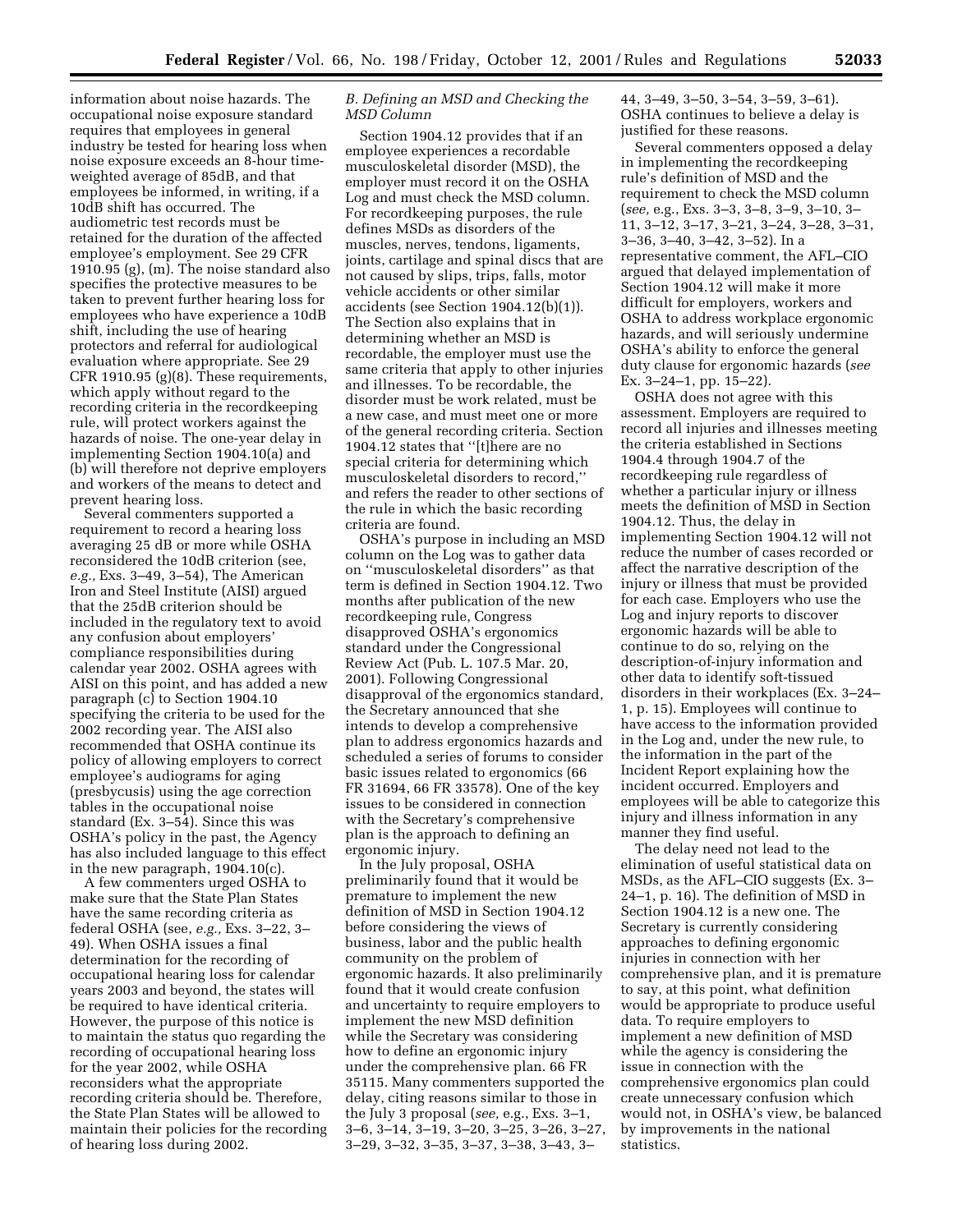information about noise hazards. The occupational noise exposure standard requires that employees in general industry be tested for hearing loss when noise exposure exceeds an 8-hour time-weighted average of 85dB, and that employees be informed, in writing, if a 10dB shift has occurred. The audiometric test records must be retained for the duration of the affected employee's employment. See 29 CFR 1910.95 (g), (m). The noise standard also specifies the protective measures to be taken to prevent further hearing loss for employees who have experience a 10dB shift, including the use of hearing protectors and referral for audiological evaluation where appropriate. See 29 CFR 1910.95 (g)(8). These requirements, which apply without regard to the recording criteria in the recordkeeping rule, will protect workers against the hazards of noise. The one-year delay in implementing Section 1904.10(a) and (b) will therefore not deprive employers and workers of the means to detect and prevent hearing loss.

Several commenters supported a requirement to record a hearing loss averaging 25 dB or more while OSHA reconsidered the 10dB criterion (see, *e.g.,* Exs. 3–49, 3–54), The American Iron and Steel Institute (AISI) argued that the 25dB criterion should be included in the regulatory text to avoid any confusion about employers' compliance responsibilities during calendar year 2002. OSHA agrees with AISI on this point, and has added a new paragraph (c) to Section 1904.10 specifying the criteria to be used for the 2002 recording year. The AISI also recommended that OSHA continue its policy of allowing employers to correct employee's audiograms for aging (presbycusis) using the age correction tables in the occupational noise standard (Ex. 3–54). Since this was OSHA's policy in the past, the Agency has also included language to this effect in the new paragraph, 1904.10(c).

A few commenters urged OSHA to make sure that the State Plan States have the same recording criteria as federal OSHA (see, *e.g.,* Exs. 3–22, 3–49). When OSHA issues a final determination for the recording of occupational hearing loss for calendar years 2003 and beyond, the states will be required to have identical criteria. However, the purpose of this notice is to maintain the status quo regarding the recording of occupational hearing loss for the year 2002, while OSHA reconsiders what the appropriate recording criteria should be. Therefore, the State Plan States will be allowed to maintain their policies for the recording of hearing loss during 2002.

### *B. Defining an MSD and Checking the MSD Column*

Section 1904.12 provides that if an employee experiences a recordable musculoskeletal disorder (MSD), the employer must record it on the OSHA Log and must check the MSD column. For recordkeeping purposes, the rule defines MSDs as disorders of the muscles, nerves, tendons, ligaments, joints, cartilage and spinal discs that are not caused by slips, trips, falls, motor vehicle accidents or other similar accidents (see Section 1904.12(b)(1)). The Section also explains that in determining whether an MSD is recordable, the employer must use the same criteria that apply to other injuries and illnesses. To be recordable, the disorder must be work related, must be a new case, and must meet one or more of the general recording criteria. Section 1904.12 states that ''[t]here are no special criteria for determining which musculoskeletal disorders to record,'' and refers the reader to other sections of the rule in which the basic recording criteria are found.

OSHA's purpose in including an MSD column on the Log was to gather data on ''musculoskeletal disorders'' as that term is defined in Section 1904.12. Two months after publication of the new recordkeeping rule, Congress disapproved OSHA's ergonomics standard under the Congressional Review Act (Pub. L. 107.5 Mar. 20, 2001). Following Congressional disapproval of the ergonomics standard, the Secretary announced that she intends to develop a comprehensive plan to address ergonomics hazards and scheduled a series of forums to consider basic issues related to ergonomics (66 FR 31694, 66 FR 33578). One of the key issues to be considered in connection with the Secretary's comprehensive plan is the approach to defining an ergonomic injury.

In the July proposal, OSHA preliminarily found that it would be premature to implement the new definition of MSD in Section 1904.12 before considering the views of business, labor and the public health community on the problem of ergonomic hazards. It also preliminarily found that it would create confusion and uncertainty to require employers to implement the new MSD definition while the Secretary was considering how to define an ergonomic injury under the comprehensive plan. 66 FR 35115. Many commenters supported the delay, citing reasons similar to those in the July 3 proposal (*see,* e.g., Exs. 3–1, 3–6, 3–14, 3–19, 3–20, 3–25, 3–26, 3–27, 3–29, 3–32, 3–35, 3–37, 3–38, 3–43, 3–44, 3–49, 3–50, 3–54, 3–59, 3–61). OSHA continues to believe a delay is justified for these reasons.

Several commenters opposed a delay in implementing the recordkeeping rule's definition of MSD and the requirement to check the MSD column (*see,* e.g., Exs. 3–3, 3–8, 3–9, 3–10, 3–11, 3–12, 3–17, 3–21, 3–24, 3–28, 3–31, 3–36, 3–40, 3–42, 3–52). In a representative comment, the AFL–CIO argued that delayed implementation of Section 1904.12 will make it more difficult for employers, workers and OSHA to address workplace ergonomic hazards, and will seriously undermine OSHA's ability to enforce the general duty clause for ergonomic hazards (*see* Ex. 3–24–1, pp. 15–22).

OSHA does not agree with this assessment. Employers are required to record all injuries and illnesses meeting the criteria established in Sections 1904.4 through 1904.7 of the recordkeeping rule regardless of whether a particular injury or illness meets the definition of MSD in Section 1904.12. Thus, the delay in implementing Section 1904.12 will not reduce the number of cases recorded or affect the narrative description of the injury or illness that must be provided for each case. Employers who use the Log and injury reports to discover ergonomic hazards will be able to continue to do so, relying on the description-of-injury information and other data to identify soft-tissued disorders in their workplaces (Ex. 3–24–1, p. 15). Employees will continue to have access to the information provided in the Log and, under the new rule, to the information in the part of the Incident Report explaining how the incident occurred. Employers and employees will be able to categorize this injury and illness information in any manner they find useful.

The delay need not lead to the elimination of useful statistical data on MSDs, as the AFL–CIO suggests (Ex. 3–24–1, p. 16). The definition of MSD in Section 1904.12 is a new one. The Secretary is currently considering approaches to defining ergonomic injuries in connection with her comprehensive plan, and it is premature to say, at this point, what definition would be appropriate to produce useful data. To require employers to implement a new definition of MSD while the agency is considering the issue in connection with the comprehensive ergonomics plan could create unnecessary confusion which would not, in OSHA's view, be balanced by improvements in the national statistics.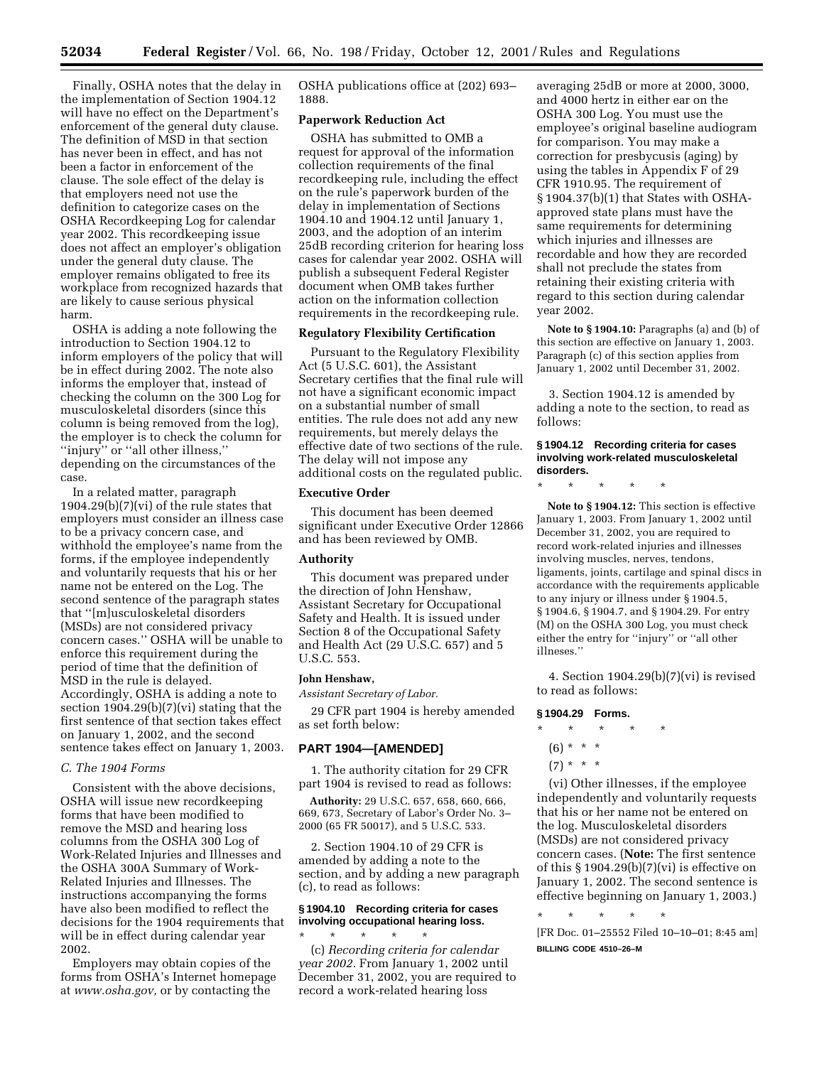Finally, OSHA notes that the delay in the implementation of Section 1904.12 will have no effect on the Department's enforcement of the general duty clause. The definition of MSD in that section has never been in effect, and has not been a factor in enforcement of the clause. The sole effect of the delay is that employers need not use the definition to categorize cases on the OSHA Recordkeeping Log for calendar year 2002. This recordkeeping issue does not affect an employer's obligation under the general duty clause. The employer remains obligated to free its workplace from recognized hazards that are likely to cause serious physical harm.

OSHA is adding a note following the introduction to Section 1904.12 to inform employers of the policy that will be in effect during 2002. The note also informs the employer that, instead of checking the column on the 300 Log for musculoskeletal disorders (since this column is being removed from the log), the employer is to check the column for ''injury'' or ''all other illness,'' depending on the circumstances of the case.

In a related matter, paragraph 1904.29(b)(7)(vi) of the rule states that employers must consider an illness case to be a privacy concern case, and withhold the employee's name from the forms, if the employee independently and voluntarily requests that his or her name not be entered on the Log. The second sentence of the paragraph states that ''[m]usculoskeletal disorders (MSDs) are not considered privacy concern cases.'' OSHA will be unable to enforce this requirement during the period of time that the definition of MSD in the rule is delayed. Accordingly, OSHA is adding a note to section 1904.29(b)(7)(vi) stating that the first sentence of that section takes effect on January 1, 2002, and the second sentence takes effect on January 1, 2003.

### *C. The 1904 Forms*

Consistent with the above decisions, OSHA will issue new recordkeeping forms that have been modified to remove the MSD and hearing loss columns from the OSHA 300 Log of Work-Related Injuries and Illnesses and the OSHA 300A Summary of Work-Related Injuries and Illnesses. The instructions accompanying the forms have also been modified to reflect the decisions for the 1904 requirements that will be in effect during calendar year 2002.

Employers may obtain copies of the forms from OSHA's Internet homepage at *www.osha.gov,* or by contacting the OSHA publications office at (202) 693–1888.

### Paperwork Reduction Act

OSHA has submitted to OMB a request for approval of the information collection requirements of the final recordkeeping rule, including the effect on the rule's paperwork burden of the delay in implementation of Sections 1904.10 and 1904.12 until January 1, 2003, and the adoption of an interim 25dB recording criterion for hearing loss cases for calendar year 2002. OSHA will publish a subsequent Federal Register document when OMB takes further action on the information collection requirements in the recordkeeping rule.

### Regulatory Flexibility Certification

Pursuant to the Regulatory Flexibility Act (5 U.S.C. 601), the Assistant Secretary certifies that the final rule will not have a significant economic impact on a substantial number of small entities. The rule does not add any new requirements, but merely delays the effective date of two sections of the rule. The delay will not impose any additional costs on the regulated public.

### Executive Order

This document has been deemed significant under Executive Order 12866 and has been reviewed by OMB.

### Authority

This document was prepared under the direction of John Henshaw, Assistant Secretary for Occupational Safety and Health. It is issued under Section 8 of the Occupational Safety and Health Act (29 U.S.C. 657) and 5 U.S.C. 553.

**John Henshaw,**

*Assistant Secretary of Labor.*

29 CFR part 1904 is hereby amended as set forth below:

## PART 1904—[AMENDED]

1. The authority citation for 29 CFR part 1904 is revised to read as follows:

**Authority:** 29 U.S.C. 657, 658, 660, 666, 669, 673, Secretary of Labor's Order No. 3–2000 (65 FR 50017), and 5 U.S.C. 533.

2. Section 1904.10 of 29 CFR is amended by adding a note to the section, and by adding a new paragraph (c), to read as follows:

### § 1904.10 Recording criteria for cases involving occupational hearing loss.

\* \* \* \* \*

(c) *Recording criteria for calendar year 2002.* From January 1, 2002 until December 31, 2002, you are required to record a work-related hearing loss averaging 25dB or more at 2000, 3000, and 4000 hertz in either ear on the OSHA 300 Log. You must use the employee's original baseline audiogram for comparison. You may make a correction for presbycusis (aging) by using the tables in Appendix F of 29 CFR 1910.95. The requirement of § 1904.37(b)(1) that States with OSHA-approved state plans must have the same requirements for determining which injuries and illnesses are recordable and how they are recorded shall not preclude the states from retaining their existing criteria with regard to this section during calendar year 2002.

**Note to § 1904.10:** Paragraphs (a) and (b) of this section are effective on January 1, 2003. Paragraph (c) of this section applies from January 1, 2002 until December 31, 2002.

3. Section 1904.12 is amended by adding a note to the section, to read as follows:

### § 1904.12 Recording criteria for cases involving work-related musculoskeletal disorders.

\* \* \* \* \*

**Note to § 1904.12:** This section is effective January 1, 2003. From January 1, 2002 until December 31, 2002, you are required to record work-related injuries and illnesses involving muscles, nerves, tendons, ligaments, joints, cartilage and spinal discs in accordance with the requirements applicable to any injury or illness under § 1904.5, § 1904.6, § 1904.7, and § 1904.29. For entry (M) on the OSHA 300 Log, you must check either the entry for ''injury'' or ''all other illnesses.''

4. Section 1904.29(b)(7)(vi) is revised to read as follows:

### § 1904.29 Forms.

\* \* \* \* \*

(6) \* \* \*

(7) \* \* \*

(vi) Other illnesses, if the employee independently and voluntarily requests that his or her name not be entered on the log. Musculoskeletal disorders (MSDs) are not considered privacy concern cases. (**Note:** The first sentence of this § 1904.29(b)(7)(vi) is effective on January 1, 2002. The second sentence is effective beginning on January 1, 2003.)

\* \* \* \* \*

[FR Doc. 01–25552 Filed 10–10–01; 8:45 am]

**BILLING CODE 4510–26–M**